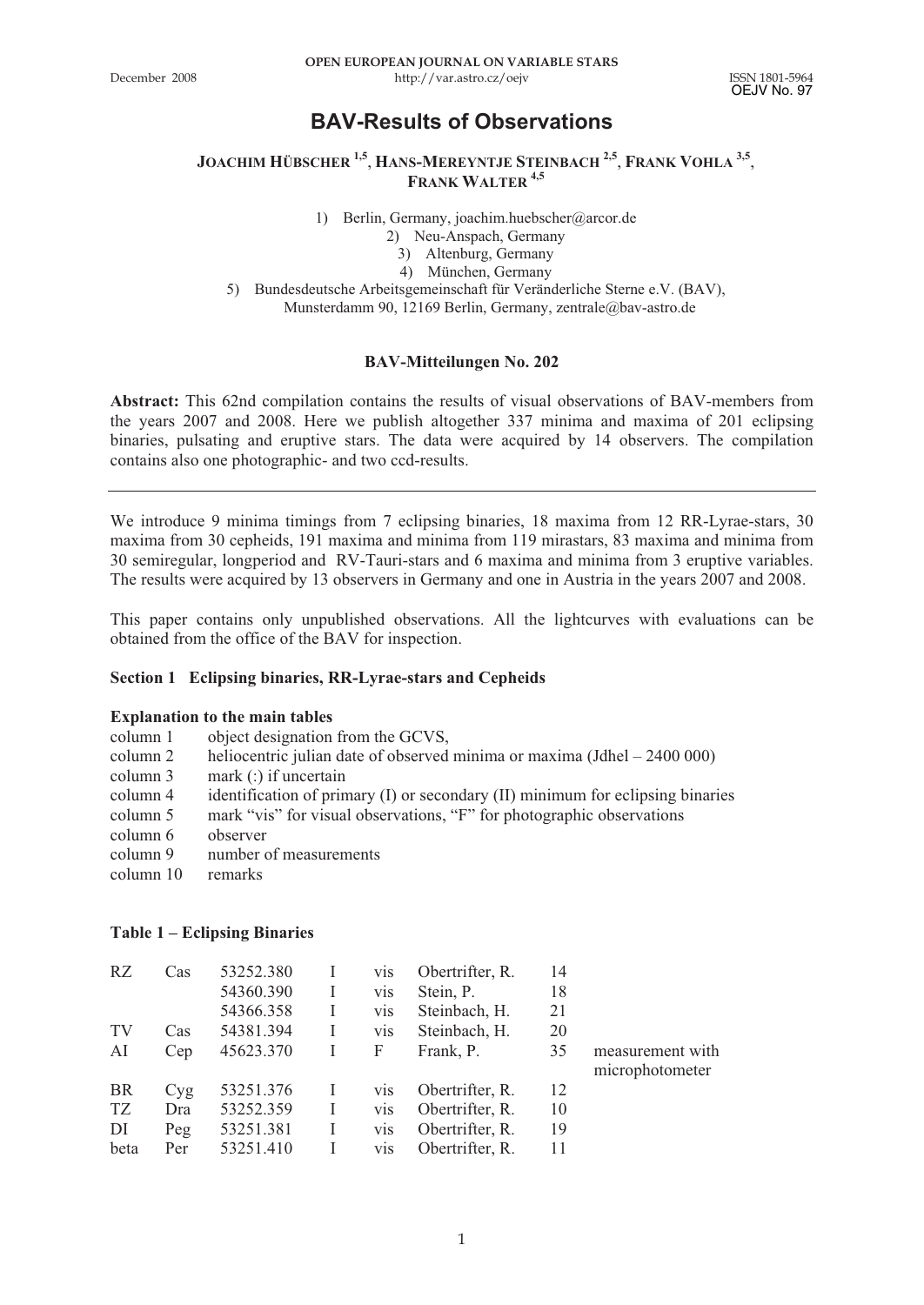OPEN EUROPEAN JOURNAL ON VARIABLE STARS

December 2008 http://var.astro.cz/oejv ISSN 1801-5964

OEJV No. 97

# BAV-Results of Observations

**JOACHIM HÜBSCHER [1,5], HANS-MEREYNTJE STEINBACH [2,5], FRANK VOHLA [3,5], FRANK WALTER [4,5]**

1) Berlin, Germany, joachim.huebscher@arcor.de
2) Neu-Anspach, Germany
3) Altenburg, Germany
4) München, Germany
5) Bundesdeutsche Arbeitsgemeinschaft für Veränderliche Sterne e.V. (BAV), Munsterdamm 90, 12169 Berlin, Germany, zentrale@bav-astro.de

**BAV-Mitteilungen No. 202**

**Abstract:** This 62nd compilation contains the results of visual observations of BAV-members from the years 2007 and 2008. Here we publish altogether 337 minima and maxima of 201 eclipsing binaries, pulsating and eruptive stars. The data were acquired by 14 observers. The compilation contains also one photographic- and two ccd-results.

---

We introduce 9 minima timings from 7 eclipsing binaries, 18 maxima from 12 RR-Lyrae-stars, 30 maxima from 30 cepheids, 191 maxima and minima from 119 mirastars, 83 maxima and minima from 30 semiregular, longperiod and RV-Tauri-stars and 6 maxima and minima from 3 eruptive variables. The results were acquired by 13 observers in Germany and one in Austria in the years 2007 and 2008.

This paper contains only unpublished observations. All the lightcurves with evaluations can be obtained from the office of the BAV for inspection.

**Section 1 Eclipsing binaries, RR-Lyrae-stars and Cepheids**

**Explanation to the main tables**

| | |
|---|---|
| column 1 | object designation from the GCVS, |
| column 2 | heliocentric julian date of observed minima or maxima (Jdhel – 2400 000) |
| column 3 | mark (:) if uncertain |
| column 4 | identification of primary (I) or secondary (II) minimum for eclipsing binaries |
| column 5 | mark "vis" for visual observations, "F" for photographic observations |
| column 6 | observer |
| column 9 | number of measurements |
| column 10 | remarks |

**Table 1 – Eclipsing Binaries**

| | | | | | | | |
|---|---|---|---|---|---|---|---|
| RZ | Cas | 53252.380 | I | vis | Obertrifter, R. | 14 | |
| | | 54360.390 | I | vis | Stein, P. | 18 | |
| | | 54366.358 | I | vis | Steinbach, H. | 21 | |
| TV | Cas | 54381.394 | I | vis | Steinbach, H. | 20 | |
| AI | Cep | 45623.370 | I | F | Frank, P. | 35 | measurement with microphotometer |
| BR | Cyg | 53251.376 | I | vis | Obertrifter, R. | 12 | |
| TZ | Dra | 53252.359 | I | vis | Obertrifter, R. | 10 | |
| DI | Peg | 53251.381 | I | vis | Obertrifter, R. | 19 | |
| beta | Per | 53251.410 | I | vis | Obertrifter, R. | 11 | |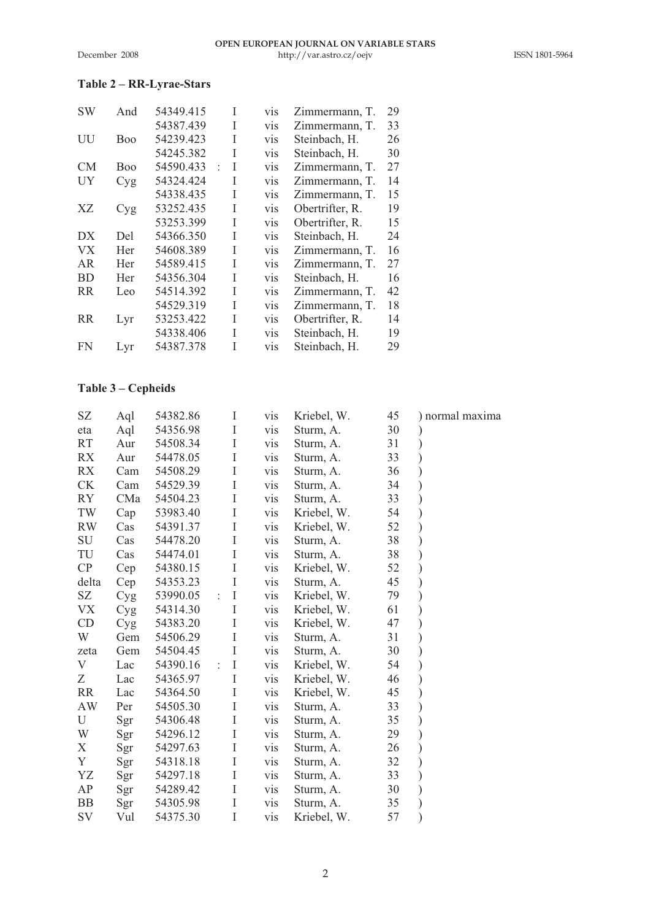### Table 2 – RR-Lyrae-Stars

| | | | | | | | |
|---|---|---|---|---|---|---|---|
| SW | And | 54349.415 | | I | vis | Zimmermann, T. | 29 |
| | | 54387.439 | | I | vis | Zimmermann, T. | 33 |
| UU | Boo | 54239.423 | | I | vis | Steinbach, H. | 26 |
| | | 54245.382 | | I | vis | Steinbach, H. | 30 |
| CM | Boo | 54590.433 | : | I | vis | Zimmermann, T. | 27 |
| UY | Cyg | 54324.424 | | I | vis | Zimmermann, T. | 14 |
| | | 54338.435 | | I | vis | Zimmermann, T. | 15 |
| XZ | Cyg | 53252.435 | | I | vis | Obertrifter, R. | 19 |
| | | 53253.399 | | I | vis | Obertrifter, R. | 15 |
| DX | Del | 54366.350 | | I | vis | Steinbach, H. | 24 |
| VX | Her | 54608.389 | | I | vis | Zimmermann, T. | 16 |
| AR | Her | 54589.415 | | I | vis | Zimmermann, T. | 27 |
| BD | Her | 54356.304 | | I | vis | Steinbach, H. | 16 |
| RR | Leo | 54514.392 | | I | vis | Zimmermann, T. | 42 |
| | | 54529.319 | | I | vis | Zimmermann, T. | 18 |
| RR | Lyr | 53253.422 | | I | vis | Obertrifter, R. | 14 |
| | | 54338.406 | | I | vis | Steinbach, H. | 19 |
| FN | Lyr | 54387.378 | | I | vis | Steinbach, H. | 29 |

### Table 3 – Cepheids

| | | | | | | | | |
|---|---|---|---|---|---|---|---|---|
| SZ | Aql | 54382.86 | | I | vis | Kriebel, W. | 45 | ) normal maxima |
| eta | Aql | 54356.98 | | I | vis | Sturm, A. | 30 | ) |
| RT | Aur | 54508.34 | | I | vis | Sturm, A. | 31 | ) |
| RX | Aur | 54478.05 | | I | vis | Sturm, A. | 33 | ) |
| RX | Cam | 54508.29 | | I | vis | Sturm, A. | 36 | ) |
| CK | Cam | 54529.39 | | I | vis | Sturm, A. | 34 | ) |
| RY | CMa | 54504.23 | | I | vis | Sturm, A. | 33 | ) |
| TW | Cap | 53983.40 | | I | vis | Kriebel, W. | 54 | ) |
| RW | Cas | 54391.37 | | I | vis | Kriebel, W. | 52 | ) |
| SU | Cas | 54478.20 | | I | vis | Sturm, A. | 38 | ) |
| TU | Cas | 54474.01 | | I | vis | Sturm, A. | 38 | ) |
| CP | Cep | 54380.15 | | I | vis | Kriebel, W. | 52 | ) |
| delta | Cep | 54353.23 | | I | vis | Sturm, A. | 45 | ) |
| SZ | Cyg | 53990.05 | : | I | vis | Kriebel, W. | 79 | ) |
| VX | Cyg | 54314.30 | | I | vis | Kriebel, W. | 61 | ) |
| CD | Cyg | 54383.20 | | I | vis | Kriebel, W. | 47 | ) |
| W | Gem | 54506.29 | | I | vis | Sturm, A. | 31 | ) |
| zeta | Gem | 54504.45 | | I | vis | Sturm, A. | 30 | ) |
| V | Lac | 54390.16 | : | I | vis | Kriebel, W. | 54 | ) |
| Z | Lac | 54365.97 | | I | vis | Kriebel, W. | 46 | ) |
| RR | Lac | 54364.50 | | I | vis | Kriebel, W. | 45 | ) |
| AW | Per | 54505.30 | | I | vis | Sturm, A. | 33 | ) |
| U | Sgr | 54306.48 | | I | vis | Sturm, A. | 35 | ) |
| W | Sgr | 54296.12 | | I | vis | Sturm, A. | 29 | ) |
| X | Sgr | 54297.63 | | I | vis | Sturm, A. | 26 | ) |
| Y | Sgr | 54318.18 | | I | vis | Sturm, A. | 32 | ) |
| YZ | Sgr | 54297.18 | | I | vis | Sturm, A. | 33 | ) |
| AP | Sgr | 54289.42 | | I | vis | Sturm, A. | 30 | ) |
| BB | Sgr | 54305.98 | | I | vis | Sturm, A. | 35 | ) |
| SV | Vul | 54375.30 | | I | vis | Kriebel, W. | 57 | ) |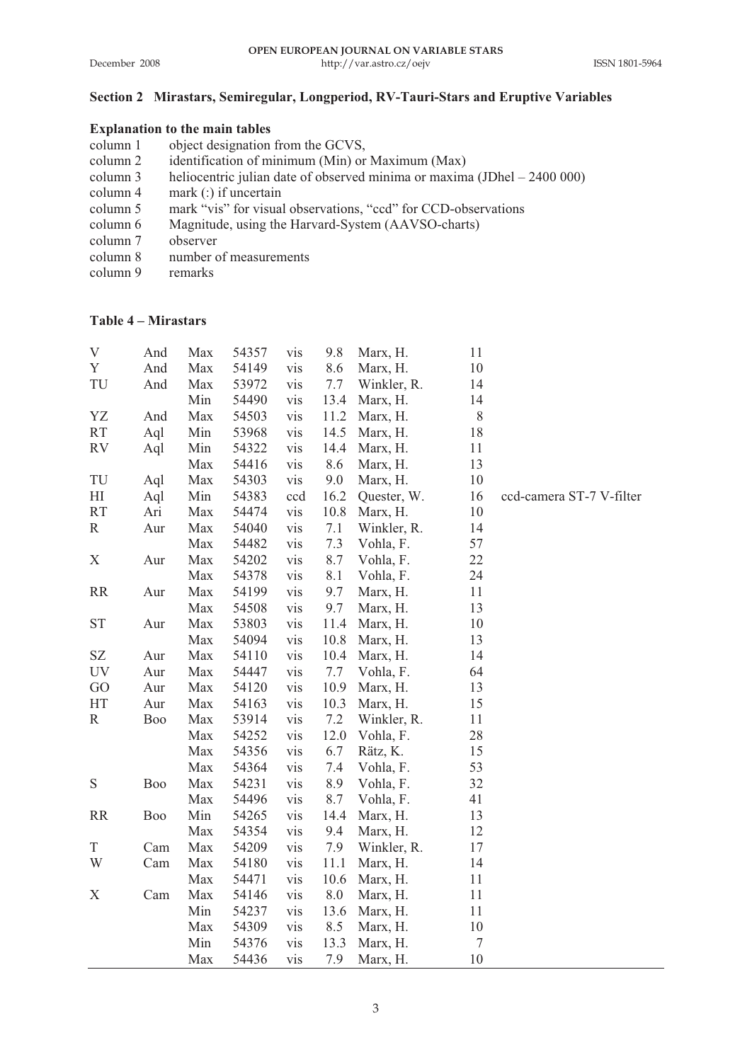## Section 2 Mirastars, Semiregular, Longperiod, RV-Tauri-Stars and Eruptive Variables

### Explanation to the main tables

| | |
|---|---|
| column 1 | object designation from the GCVS, |
| column 2 | identification of minimum (Min) or Maximum (Max) |
| column 3 | heliocentric julian date of observed minima or maxima (JDhel – 2400 000) |
| column 4 | mark (:) if uncertain |
| column 5 | mark "vis" for visual observations, "ccd" for CCD-observations |
| column 6 | Magnitude, using the Harvard-System (AAVSO-charts) |
| column 7 | observer |
| column 8 | number of measurements |
| column 9 | remarks |

### Table 4 – Mirastars

| | | | | | | | | |
|---|---|---|---|---|---|---|---|---|
| V | And | Max | 54357 | vis | 9.8 | Marx, H. | 11 | |
| Y | And | Max | 54149 | vis | 8.6 | Marx, H. | 10 | |
| TU | And | Max | 53972 | vis | 7.7 | Winkler, R. | 14 | |
| | | Min | 54490 | vis | 13.4 | Marx, H. | 14 | |
| YZ | And | Max | 54503 | vis | 11.2 | Marx, H. | 8 | |
| RT | Aql | Min | 53968 | vis | 14.5 | Marx, H. | 18 | |
| RV | Aql | Min | 54322 | vis | 14.4 | Marx, H. | 11 | |
| | | Max | 54416 | vis | 8.6 | Marx, H. | 13 | |
| TU | Aql | Max | 54303 | vis | 9.0 | Marx, H. | 10 | |
| HI | Aql | Min | 54383 | ccd | 16.2 | Quester, W. | 16 | ccd-camera ST-7 V-filter |
| RT | Ari | Max | 54474 | vis | 10.8 | Marx, H. | 10 | |
| R | Aur | Max | 54040 | vis | 7.1 | Winkler, R. | 14 | |
| | | Max | 54482 | vis | 7.3 | Vohla, F. | 57 | |
| X | Aur | Max | 54202 | vis | 8.7 | Vohla, F. | 22 | |
| | | Max | 54378 | vis | 8.1 | Vohla, F. | 24 | |
| RR | Aur | Max | 54199 | vis | 9.7 | Marx, H. | 11 | |
| | | Max | 54508 | vis | 9.7 | Marx, H. | 13 | |
| ST | Aur | Max | 53803 | vis | 11.4 | Marx, H. | 10 | |
| | | Max | 54094 | vis | 10.8 | Marx, H. | 13 | |
| SZ | Aur | Max | 54110 | vis | 10.4 | Marx, H. | 14 | |
| UV | Aur | Max | 54447 | vis | 7.7 | Vohla, F. | 64 | |
| GO | Aur | Max | 54120 | vis | 10.9 | Marx, H. | 13 | |
| HT | Aur | Max | 54163 | vis | 10.3 | Marx, H. | 15 | |
| R | Boo | Max | 53914 | vis | 7.2 | Winkler, R. | 11 | |
| | | Max | 54252 | vis | 12.0 | Vohla, F. | 28 | |
| | | Max | 54356 | vis | 6.7 | Rätz, K. | 15 | |
| | | Max | 54364 | vis | 7.4 | Vohla, F. | 53 | |
| S | Boo | Max | 54231 | vis | 8.9 | Vohla, F. | 32 | |
| | | Max | 54496 | vis | 8.7 | Vohla, F. | 41 | |
| RR | Boo | Min | 54265 | vis | 14.4 | Marx, H. | 13 | |
| | | Max | 54354 | vis | 9.4 | Marx, H. | 12 | |
| T | Cam | Max | 54209 | vis | 7.9 | Winkler, R. | 17 | |
| W | Cam | Max | 54180 | vis | 11.1 | Marx, H. | 14 | |
| | | Max | 54471 | vis | 10.6 | Marx, H. | 11 | |
| X | Cam | Max | 54146 | vis | 8.0 | Marx, H. | 11 | |
| | | Min | 54237 | vis | 13.6 | Marx, H. | 11 | |
| | | Max | 54309 | vis | 8.5 | Marx, H. | 10 | |
| | | Min | 54376 | vis | 13.3 | Marx, H. | 7 | |
| | | Max | 54436 | vis | 7.9 | Marx, H. | 10 | |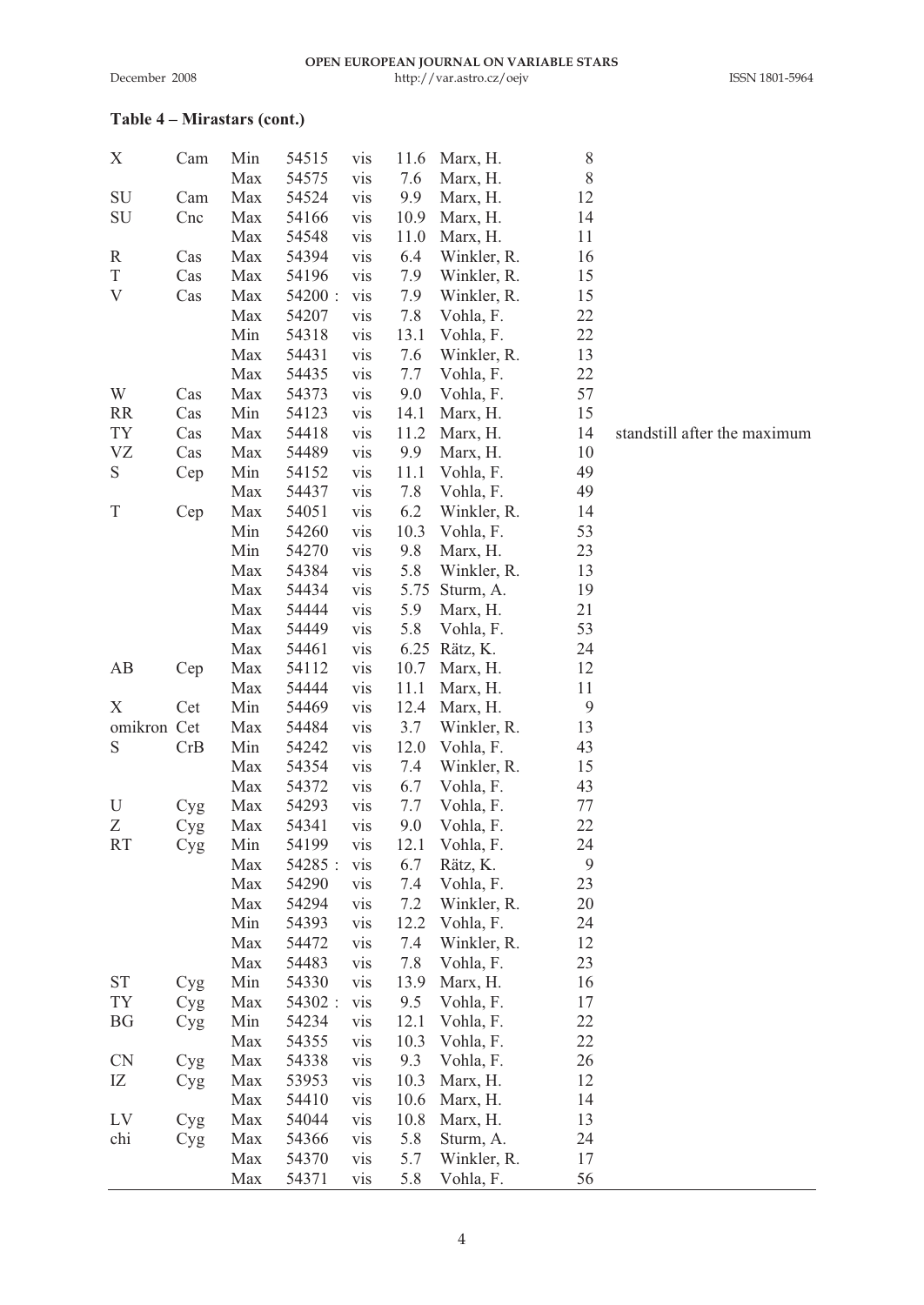**Table 4 – Mirastars (cont.)**

| | | | | | | | | |
|---|---|---|---|---|---|---|---|---|
| X | Cam | Min | 54515 | vis | 11.6 | Marx, H. | 8 | |
| | | Max | 54575 | vis | 7.6 | Marx, H. | 8 | |
| SU | Cam | Max | 54524 | vis | 9.9 | Marx, H. | 12 | |
| SU | Cnc | Max | 54166 | vis | 10.9 | Marx, H. | 14 | |
| | | Max | 54548 | vis | 11.0 | Marx, H. | 11 | |
| R | Cas | Max | 54394 | vis | 6.4 | Winkler, R. | 16 | |
| T | Cas | Max | 54196 | vis | 7.9 | Winkler, R. | 15 | |
| V | Cas | Max | 54200 : | vis | 7.9 | Winkler, R. | 15 | |
| | | Max | 54207 | vis | 7.8 | Vohla, F. | 22 | |
| | | Min | 54318 | vis | 13.1 | Vohla, F. | 22 | |
| | | Max | 54431 | vis | 7.6 | Winkler, R. | 13 | |
| | | Max | 54435 | vis | 7.7 | Vohla, F. | 22 | |
| W | Cas | Max | 54373 | vis | 9.0 | Vohla, F. | 57 | |
| RR | Cas | Min | 54123 | vis | 14.1 | Marx, H. | 15 | |
| TY | Cas | Max | 54418 | vis | 11.2 | Marx, H. | 14 | standstill after the maximum |
| VZ | Cas | Max | 54489 | vis | 9.9 | Marx, H. | 10 | |
| S | Cep | Min | 54152 | vis | 11.1 | Vohla, F. | 49 | |
| | | Max | 54437 | vis | 7.8 | Vohla, F. | 49 | |
| T | Cep | Max | 54051 | vis | 6.2 | Winkler, R. | 14 | |
| | | Min | 54260 | vis | 10.3 | Vohla, F. | 53 | |
| | | Min | 54270 | vis | 9.8 | Marx, H. | 23 | |
| | | Max | 54384 | vis | 5.8 | Winkler, R. | 13 | |
| | | Max | 54434 | vis | 5.75 | Sturm, A. | 19 | |
| | | Max | 54444 | vis | 5.9 | Marx, H. | 21 | |
| | | Max | 54449 | vis | 5.8 | Vohla, F. | 53 | |
| | | Max | 54461 | vis | 6.25 | Rätz, K. | 24 | |
| AB | Cep | Max | 54112 | vis | 10.7 | Marx, H. | 12 | |
| | | Max | 54444 | vis | 11.1 | Marx, H. | 11 | |
| X | Cet | Min | 54469 | vis | 12.4 | Marx, H. | 9 | |
| omikron | Cet | Max | 54484 | vis | 3.7 | Winkler, R. | 13 | |
| S | CrB | Min | 54242 | vis | 12.0 | Vohla, F. | 43 | |
| | | Max | 54354 | vis | 7.4 | Winkler, R. | 15 | |
| | | Max | 54372 | vis | 6.7 | Vohla, F. | 43 | |
| U | Cyg | Max | 54293 | vis | 7.7 | Vohla, F. | 77 | |
| Z | Cyg | Max | 54341 | vis | 9.0 | Vohla, F. | 22 | |
| RT | Cyg | Min | 54199 | vis | 12.1 | Vohla, F. | 24 | |
| | | Max | 54285 : | vis | 6.7 | Rätz, K. | 9 | |
| | | Max | 54290 | vis | 7.4 | Vohla, F. | 23 | |
| | | Max | 54294 | vis | 7.2 | Winkler, R. | 20 | |
| | | Min | 54393 | vis | 12.2 | Vohla, F. | 24 | |
| | | Max | 54472 | vis | 7.4 | Winkler, R. | 12 | |
| | | Max | 54483 | vis | 7.8 | Vohla, F. | 23 | |
| ST | Cyg | Min | 54330 | vis | 13.9 | Marx, H. | 16 | |
| TY | Cyg | Max | 54302 : | vis | 9.5 | Vohla, F. | 17 | |
| BG | Cyg | Min | 54234 | vis | 12.1 | Vohla, F. | 22 | |
| | | Max | 54355 | vis | 10.3 | Vohla, F. | 22 | |
| CN | Cyg | Max | 54338 | vis | 9.3 | Vohla, F. | 26 | |
| IZ | Cyg | Max | 53953 | vis | 10.3 | Marx, H. | 12 | |
| | | Max | 54410 | vis | 10.6 | Marx, H. | 14 | |
| LV | Cyg | Max | 54044 | vis | 10.8 | Marx, H. | 13 | |
| chi | Cyg | Max | 54366 | vis | 5.8 | Sturm, A. | 24 | |
| | | Max | 54370 | vis | 5.7 | Winkler, R. | 17 | |
| | | Max | 54371 | vis | 5.8 | Vohla, F. | 56 | |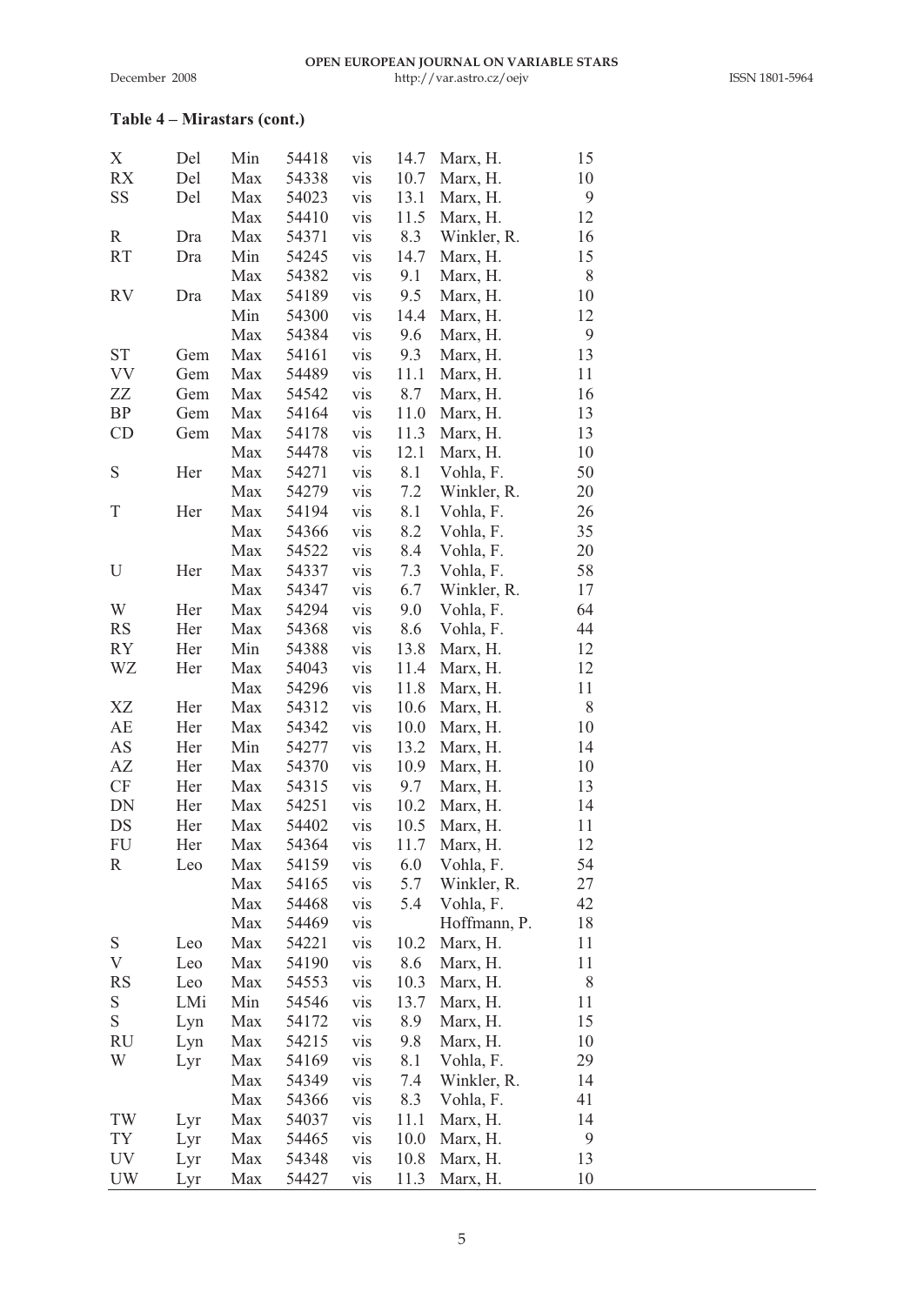**Table 4 – Mirastars (cont.)**

| | | | | | | | |
|---|---|---|---|---|---|---|---|
| X | Del | Min | 54418 | vis | 14.7 | Marx, H. | 15 |
| RX | Del | Max | 54338 | vis | 10.7 | Marx, H. | 10 |
| SS | Del | Max | 54023 | vis | 13.1 | Marx, H. | 9 |
| | | Max | 54410 | vis | 11.5 | Marx, H. | 12 |
| R | Dra | Max | 54371 | vis | 8.3 | Winkler, R. | 16 |
| RT | Dra | Min | 54245 | vis | 14.7 | Marx, H. | 15 |
| | | Max | 54382 | vis | 9.1 | Marx, H. | 8 |
| RV | Dra | Max | 54189 | vis | 9.5 | Marx, H. | 10 |
| | | Min | 54300 | vis | 14.4 | Marx, H. | 12 |
| | | Max | 54384 | vis | 9.6 | Marx, H. | 9 |
| ST | Gem | Max | 54161 | vis | 9.3 | Marx, H. | 13 |
| VV | Gem | Max | 54489 | vis | 11.1 | Marx, H. | 11 |
| ZZ | Gem | Max | 54542 | vis | 8.7 | Marx, H. | 16 |
| BP | Gem | Max | 54164 | vis | 11.0 | Marx, H. | 13 |
| CD | Gem | Max | 54178 | vis | 11.3 | Marx, H. | 13 |
| | | Max | 54478 | vis | 12.1 | Marx, H. | 10 |
| S | Her | Max | 54271 | vis | 8.1 | Vohla, F. | 50 |
| | | Max | 54279 | vis | 7.2 | Winkler, R. | 20 |
| T | Her | Max | 54194 | vis | 8.1 | Vohla, F. | 26 |
| | | Max | 54366 | vis | 8.2 | Vohla, F. | 35 |
| | | Max | 54522 | vis | 8.4 | Vohla, F. | 20 |
| U | Her | Max | 54337 | vis | 7.3 | Vohla, F. | 58 |
| | | Max | 54347 | vis | 6.7 | Winkler, R. | 17 |
| W | Her | Max | 54294 | vis | 9.0 | Vohla, F. | 64 |
| RS | Her | Max | 54368 | vis | 8.6 | Vohla, F. | 44 |
| RY | Her | Min | 54388 | vis | 13.8 | Marx, H. | 12 |
| WZ | Her | Max | 54043 | vis | 11.4 | Marx, H. | 12 |
| | | Max | 54296 | vis | 11.8 | Marx, H. | 11 |
| XZ | Her | Max | 54312 | vis | 10.6 | Marx, H. | 8 |
| AE | Her | Max | 54342 | vis | 10.0 | Marx, H. | 10 |
| AS | Her | Min | 54277 | vis | 13.2 | Marx, H. | 14 |
| AZ | Her | Max | 54370 | vis | 10.9 | Marx, H. | 10 |
| CF | Her | Max | 54315 | vis | 9.7 | Marx, H. | 13 |
| DN | Her | Max | 54251 | vis | 10.2 | Marx, H. | 14 |
| DS | Her | Max | 54402 | vis | 10.5 | Marx, H. | 11 |
| FU | Her | Max | 54364 | vis | 11.7 | Marx, H. | 12 |
| R | Leo | Max | 54159 | vis | 6.0 | Vohla, F. | 54 |
| | | Max | 54165 | vis | 5.7 | Winkler, R. | 27 |
| | | Max | 54468 | vis | 5.4 | Vohla, F. | 42 |
| | | Max | 54469 | vis | | Hoffmann, P. | 18 |
| S | Leo | Max | 54221 | vis | 10.2 | Marx, H. | 11 |
| V | Leo | Max | 54190 | vis | 8.6 | Marx, H. | 11 |
| RS | Leo | Max | 54553 | vis | 10.3 | Marx, H. | 8 |
| S | LMi | Min | 54546 | vis | 13.7 | Marx, H. | 11 |
| S | Lyn | Max | 54172 | vis | 8.9 | Marx, H. | 15 |
| RU | Lyn | Max | 54215 | vis | 9.8 | Marx, H. | 10 |
| W | Lyr | Max | 54169 | vis | 8.1 | Vohla, F. | 29 |
| | | Max | 54349 | vis | 7.4 | Winkler, R. | 14 |
| | | Max | 54366 | vis | 8.3 | Vohla, F. | 41 |
| TW | Lyr | Max | 54037 | vis | 11.1 | Marx, H. | 14 |
| TY | Lyr | Max | 54465 | vis | 10.0 | Marx, H. | 9 |
| UV | Lyr | Max | 54348 | vis | 10.8 | Marx, H. | 13 |
| UW | Lyr | Max | 54427 | vis | 11.3 | Marx, H. | 10 |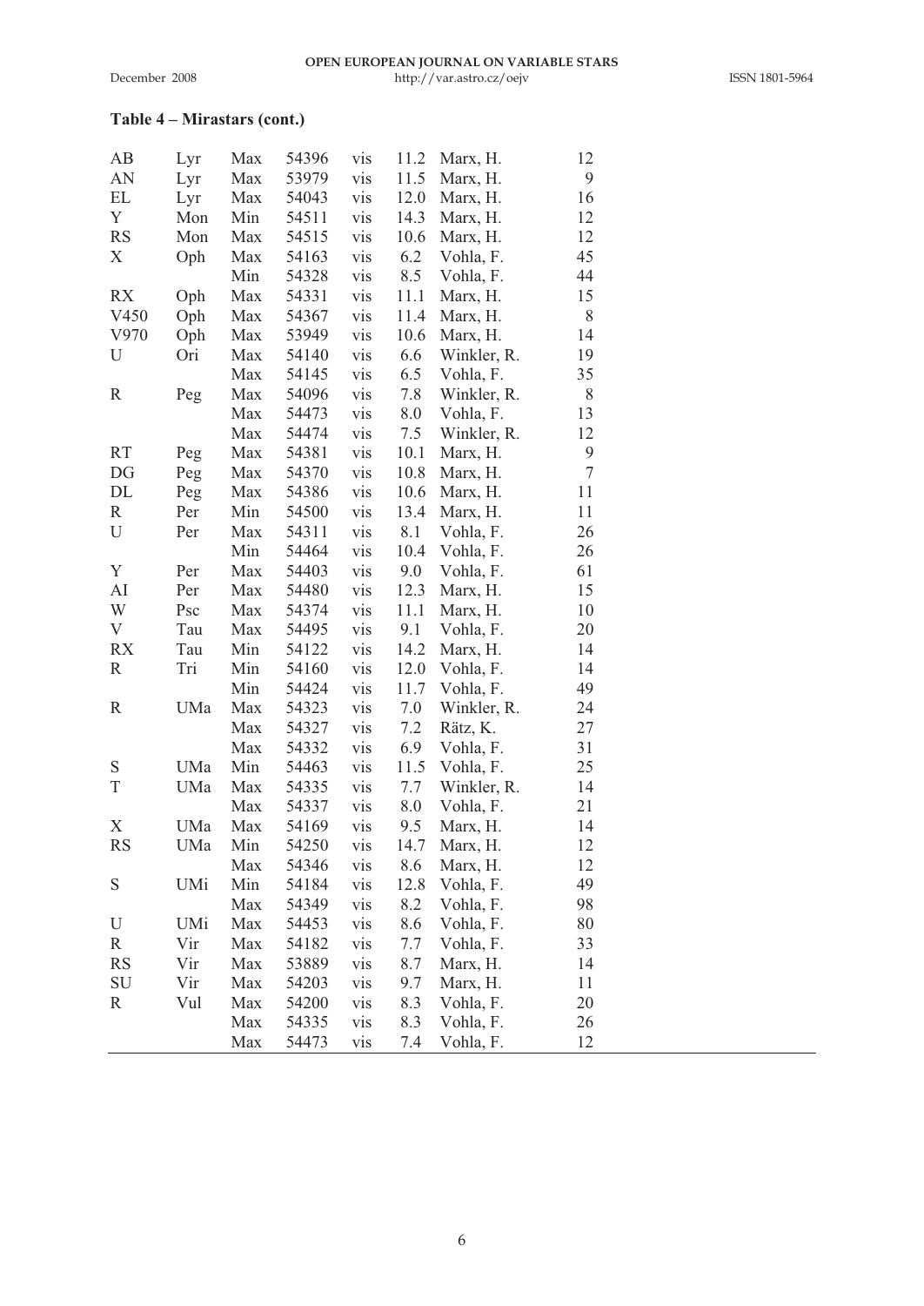**Table 4 – Mirastars (cont.)**

| | | | | | | | |
|---|---|---|---|---|---|---|---|
| AB | Lyr | Max | 54396 | vis | 11.2 | Marx, H. | 12 |
| AN | Lyr | Max | 53979 | vis | 11.5 | Marx, H. | 9 |
| EL | Lyr | Max | 54043 | vis | 12.0 | Marx, H. | 16 |
| Y | Mon | Min | 54511 | vis | 14.3 | Marx, H. | 12 |
| RS | Mon | Max | 54515 | vis | 10.6 | Marx, H. | 12 |
| X | Oph | Max | 54163 | vis | 6.2 | Vohla, F. | 45 |
| | | Min | 54328 | vis | 8.5 | Vohla, F. | 44 |
| RX | Oph | Max | 54331 | vis | 11.1 | Marx, H. | 15 |
| V450 | Oph | Max | 54367 | vis | 11.4 | Marx, H. | 8 |
| V970 | Oph | Max | 53949 | vis | 10.6 | Marx, H. | 14 |
| U | Ori | Max | 54140 | vis | 6.6 | Winkler, R. | 19 |
| | | Max | 54145 | vis | 6.5 | Vohla, F. | 35 |
| R | Peg | Max | 54096 | vis | 7.8 | Winkler, R. | 8 |
| | | Max | 54473 | vis | 8.0 | Vohla, F. | 13 |
| | | Max | 54474 | vis | 7.5 | Winkler, R. | 12 |
| RT | Peg | Max | 54381 | vis | 10.1 | Marx, H. | 9 |
| DG | Peg | Max | 54370 | vis | 10.8 | Marx, H. | 7 |
| DL | Peg | Max | 54386 | vis | 10.6 | Marx, H. | 11 |
| R | Per | Min | 54500 | vis | 13.4 | Marx, H. | 11 |
| U | Per | Max | 54311 | vis | 8.1 | Vohla, F. | 26 |
| | | Min | 54464 | vis | 10.4 | Vohla, F. | 26 |
| Y | Per | Max | 54403 | vis | 9.0 | Vohla, F. | 61 |
| AI | Per | Max | 54480 | vis | 12.3 | Marx, H. | 15 |
| W | Psc | Max | 54374 | vis | 11.1 | Marx, H. | 10 |
| V | Tau | Max | 54495 | vis | 9.1 | Vohla, F. | 20 |
| RX | Tau | Min | 54122 | vis | 14.2 | Marx, H. | 14 |
| R | Tri | Min | 54160 | vis | 12.0 | Vohla, F. | 14 |
| | | Min | 54424 | vis | 11.7 | Vohla, F. | 49 |
| R | UMa | Max | 54323 | vis | 7.0 | Winkler, R. | 24 |
| | | Max | 54327 | vis | 7.2 | Rätz, K. | 27 |
| | | Max | 54332 | vis | 6.9 | Vohla, F. | 31 |
| S | UMa | Min | 54463 | vis | 11.5 | Vohla, F. | 25 |
| T | UMa | Max | 54335 | vis | 7.7 | Winkler, R. | 14 |
| | | Max | 54337 | vis | 8.0 | Vohla, F. | 21 |
| X | UMa | Max | 54169 | vis | 9.5 | Marx, H. | 14 |
| RS | UMa | Min | 54250 | vis | 14.7 | Marx, H. | 12 |
| | | Max | 54346 | vis | 8.6 | Marx, H. | 12 |
| S | UMi | Min | 54184 | vis | 12.8 | Vohla, F. | 49 |
| | | Max | 54349 | vis | 8.2 | Vohla, F. | 98 |
| U | UMi | Max | 54453 | vis | 8.6 | Vohla, F. | 80 |
| R | Vir | Max | 54182 | vis | 7.7 | Vohla, F. | 33 |
| RS | Vir | Max | 53889 | vis | 8.7 | Marx, H. | 14 |
| SU | Vir | Max | 54203 | vis | 9.7 | Marx, H. | 11 |
| R | Vul | Max | 54200 | vis | 8.3 | Vohla, F. | 20 |
| | | Max | 54335 | vis | 8.3 | Vohla, F. | 26 |
| | | Max | 54473 | vis | 7.4 | Vohla, F. | 12 |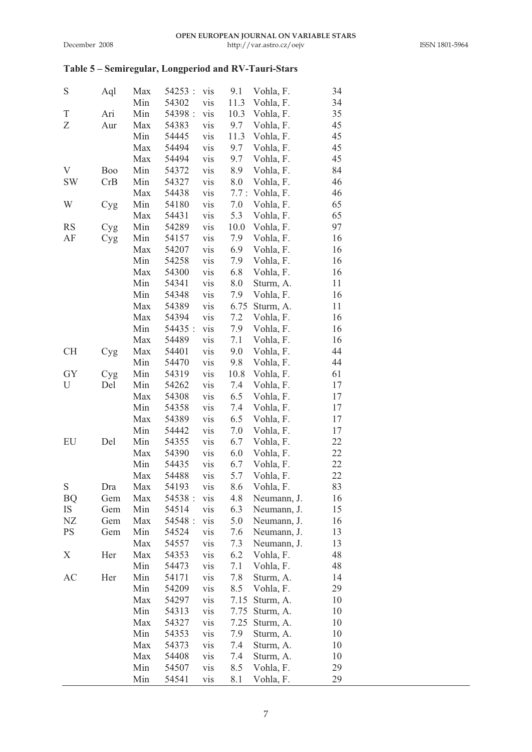### Table 5 – Semiregular, Longperiod and RV-Tauri-Stars

| | | | | | | | |
|---|---|---|---|---|---|---|---|
| S | Aql | Max | 54253 : | vis | 9.1 | Vohla, F. | 34 |
| | | Min | 54302 | vis | 11.3 | Vohla, F. | 34 |
| T | Ari | Min | 54398 : | vis | 10.3 | Vohla, F. | 35 |
| Z | Aur | Max | 54383 | vis | 9.7 | Vohla, F. | 45 |
| | | Min | 54445 | vis | 11.3 | Vohla, F. | 45 |
| | | Max | 54494 | vis | 9.7 | Vohla, F. | 45 |
| | | Max | 54494 | vis | 9.7 | Vohla, F. | 45 |
| V | Boo | Min | 54372 | vis | 8.9 | Vohla, F. | 84 |
| SW | CrB | Min | 54327 | vis | 8.0 | Vohla, F. | 46 |
| | | Max | 54438 | vis | 7.7 : | Vohla, F. | 46 |
| W | Cyg | Min | 54180 | vis | 7.0 | Vohla, F. | 65 |
| | | Max | 54431 | vis | 5.3 | Vohla, F. | 65 |
| RS | Cyg | Min | 54289 | vis | 10.0 | Vohla, F. | 97 |
| AF | Cyg | Min | 54157 | vis | 7.9 | Vohla, F. | 16 |
| | | Max | 54207 | vis | 6.9 | Vohla, F. | 16 |
| | | Min | 54258 | vis | 7.9 | Vohla, F. | 16 |
| | | Max | 54300 | vis | 6.8 | Vohla, F. | 16 |
| | | Min | 54341 | vis | 8.0 | Sturm, A. | 11 |
| | | Min | 54348 | vis | 7.9 | Vohla, F. | 16 |
| | | Max | 54389 | vis | 6.75 | Sturm, A. | 11 |
| | | Max | 54394 | vis | 7.2 | Vohla, F. | 16 |
| | | Min | 54435 : | vis | 7.9 | Vohla, F. | 16 |
| | | Max | 54489 | vis | 7.1 | Vohla, F. | 16 |
| CH | Cyg | Max | 54401 | vis | 9.0 | Vohla, F. | 44 |
| | | Min | 54470 | vis | 9.8 | Vohla, F. | 44 |
| GY | Cyg | Min | 54319 | vis | 10.8 | Vohla, F. | 61 |
| U | Del | Min | 54262 | vis | 7.4 | Vohla, F. | 17 |
| | | Max | 54308 | vis | 6.5 | Vohla, F. | 17 |
| | | Min | 54358 | vis | 7.4 | Vohla, F. | 17 |
| | | Max | 54389 | vis | 6.5 | Vohla, F. | 17 |
| | | Min | 54442 | vis | 7.0 | Vohla, F. | 17 |
| EU | Del | Min | 54355 | vis | 6.7 | Vohla, F. | 22 |
| | | Max | 54390 | vis | 6.0 | Vohla, F. | 22 |
| | | Min | 54435 | vis | 6.7 | Vohla, F. | 22 |
| | | Max | 54488 | vis | 5.7 | Vohla, F. | 22 |
| S | Dra | Max | 54193 | vis | 8.6 | Vohla, F. | 83 |
| BQ | Gem | Max | 54538 : | vis | 4.8 | Neumann, J. | 16 |
| IS | Gem | Min | 54514 | vis | 6.3 | Neumann, J. | 15 |
| NZ | Gem | Max | 54548 : | vis | 5.0 | Neumann, J. | 16 |
| PS | Gem | Min | 54524 | vis | 7.6 | Neumann, J. | 13 |
| | | Max | 54557 | vis | 7.3 | Neumann, J. | 13 |
| X | Her | Max | 54353 | vis | 6.2 | Vohla, F. | 48 |
| | | Min | 54473 | vis | 7.1 | Vohla, F. | 48 |
| AC | Her | Min | 54171 | vis | 7.8 | Sturm, A. | 14 |
| | | Min | 54209 | vis | 8.5 | Vohla, F. | 29 |
| | | Max | 54297 | vis | 7.15 | Sturm, A. | 10 |
| | | Min | 54313 | vis | 7.75 | Sturm, A. | 10 |
| | | Max | 54327 | vis | 7.25 | Sturm, A. | 10 |
| | | Min | 54353 | vis | 7.9 | Sturm, A. | 10 |
| | | Max | 54373 | vis | 7.4 | Sturm, A. | 10 |
| | | Max | 54408 | vis | 7.4 | Sturm, A. | 10 |
| | | Min | 54507 | vis | 8.5 | Vohla, F. | 29 |
| | | Min | 54541 | vis | 8.1 | Vohla, F. | 29 |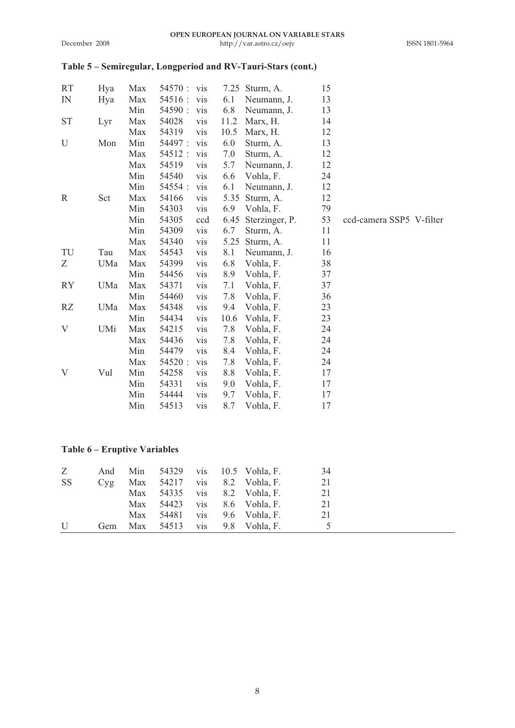**Table 5 – Semiregular, Longperiod and RV-Tauri-Stars (cont.)**

| | | | | | | | | |
|---|---|---|---|---|---|---|---|---|
| RT | Hya | Max | 54570 : | vis | 7.25 | Sturm, A. | 15 | |
| IN | Hya | Max | 54516 : | vis | 6.1 | Neumann, J. | 13 | |
| | | Min | 54590 : | vis | 6.8 | Neumann, J. | 13 | |
| ST | Lyr | Max | 54028 | vis | 11.2 | Marx, H. | 14 | |
| | | Max | 54319 | vis | 10.5 | Marx, H. | 12 | |
| U | Mon | Min | 54497 : | vis | 6.0 | Sturm, A. | 13 | |
| | | Max | 54512 : | vis | 7.0 | Sturm, A. | 12 | |
| | | Max | 54519 | vis | 5.7 | Neumann, J. | 12 | |
| | | Min | 54540 | vis | 6.6 | Vohla, F. | 24 | |
| | | Min | 54554 : | vis | 6.1 | Neumann, J. | 12 | |
| R | Sct | Max | 54166 | vis | 5.35 | Sturm, A. | 12 | |
| | | Min | 54303 | vis | 6.9 | Vohla, F. | 79 | |
| | | Min | 54305 | ccd | 6.45 | Sterzinger, P. | 53 | ccd-camera SSP5 V-filter |
| | | Min | 54309 | vis | 6.7 | Sturm, A. | 11 | |
| | | Max | 54340 | vis | 5.25 | Sturm, A. | 11 | |
| TU | Tau | Max | 54543 | vis | 8.1 | Neumann, J. | 16 | |
| Z | UMa | Max | 54399 | vis | 6.8 | Vohla, F. | 38 | |
| | | Min | 54456 | vis | 8.9 | Vohla, F. | 37 | |
| RY | UMa | Max | 54371 | vis | 7.1 | Vohla, F. | 37 | |
| | | Min | 54460 | vis | 7.8 | Vohla, F. | 36 | |
| RZ | UMa | Max | 54348 | vis | 9.4 | Vohla, F. | 23 | |
| | | Min | 54434 | vis | 10.6 | Vohla, F. | 23 | |
| V | UMi | Max | 54215 | vis | 7.8 | Vohla, F. | 24 | |
| | | Max | 54436 | vis | 7.8 | Vohla, F. | 24 | |
| | | Min | 54479 | vis | 8.4 | Vohla, F. | 24 | |
| | | Max | 54520 : | vis | 7.8 | Vohla, F. | 24 | |
| V | Vul | Min | 54258 | vis | 8.8 | Vohla, F. | 17 | |
| | | Min | 54331 | vis | 9.0 | Vohla, F. | 17 | |
| | | Min | 54444 | vis | 9.7 | Vohla, F. | 17 | |
| | | Min | 54513 | vis | 8.7 | Vohla, F. | 17 | |

**Table 6 – Eruptive Variables**

| | | | | | | | |
|---|---|---|---|---|---|---|---|
| Z | And | Min | 54329 | vis | 10.5 | Vohla, F. | 34 |
| SS | Cyg | Max | 54217 | vis | 8.2 | Vohla, F. | 21 |
| | | Max | 54335 | vis | 8.2 | Vohla, F. | 21 |
| | | Max | 54423 | vis | 8.6 | Vohla, F. | 21 |
| | | Max | 54481 | vis | 9.6 | Vohla, F. | 21 |
| U | Gem | Max | 54513 | vis | 9.8 | Vohla, F. | 5 |